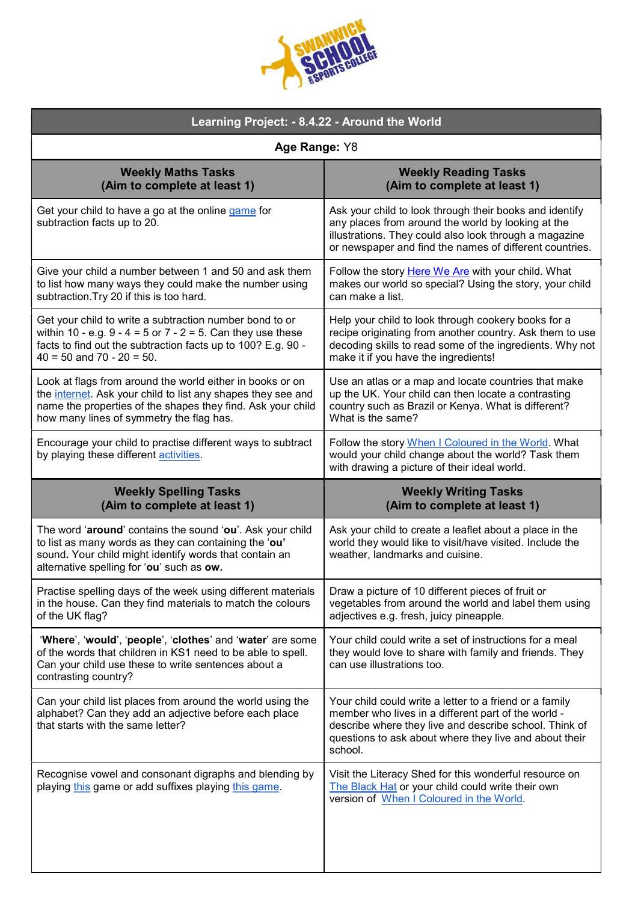| Learning Project: - 8.4.22 - Around the World | |
|---|---|
| **Age Range:** Y8 | |
| **Weekly Maths Tasks (Aim to complete at least 1)** | **Weekly Reading Tasks (Aim to complete at least 1)** |
| Get your child to have a go at the online game for subtraction facts up to 20. | Ask your child to look through their books and identify any places from around the world by looking at the illustrations. They could also look through a magazine or newspaper and find the names of different countries. |
| Give your child a number between 1 and 50 and ask them to list how many ways they could make the number using subtraction.Try 20 if this is too hard. | Follow the story Here We Are with your child. What makes our world so special? Using the story, your child can make a list. |
| Get your child to write a subtraction number bond to or within 10 - e.g. 9 - 4 = 5 or 7 - 2 = 5. Can they use these facts to find out the subtraction facts up to 100? E.g. 90 - 40 = 50 and 70 - 20 = 50. | Help your child to look through cookery books for a recipe originating from another country. Ask them to use decoding skills to read some of the ingredients. Why not make it if you have the ingredients! |
| Look at flags from around the world either in books or on the internet. Ask your child to list any shapes they see and name the properties of the shapes they find. Ask your child how many lines of symmetry the flag has. | Use an atlas or a map and locate countries that make up the UK. Your child can then locate a contrasting country such as Brazil or Kenya. What is different? What is the same? |
| Encourage your child to practise different ways to subtract by playing these different activities. | Follow the story When I Coloured in the World. What would your child change about the world? Task them with drawing a picture of their ideal world. |
| **Weekly Spelling Tasks (Aim to complete at least 1)** | **Weekly Writing Tasks (Aim to complete at least 1)** |
| The word '**around**' contains the sound '**ou**'. Ask your child to list as many words as they can containing the '**ou'** sound**.** Your child might identify words that contain an alternative spelling for '**ou**' such as **ow.** | Ask your child to create a leaflet about a place in the world they would like to visit/have visited. Include the weather, landmarks and cuisine. |
| Practise spelling days of the week using different materials in the house. Can they find materials to match the colours of the UK flag? | Draw a picture of 10 different pieces of fruit or vegetables from around the world and label them using adjectives e.g. fresh, juicy pineapple. |
| '**Where**', '**would**', '**people**', '**clothes**' and '**water**' are some of the words that children in KS1 need to be able to spell. Can your child use these to write sentences about a contrasting country? | Your child could write a set of instructions for a meal they would love to share with family and friends. They can use illustrations too. |
| Can your child list places from around the world using the alphabet? Can they add an adjective before each place that starts with the same letter? | Your child could write a letter to a friend or a family member who lives in a different part of the world - describe where they live and describe school. Think of questions to ask about where they live and about their school. |
| Recognise vowel and consonant digraphs and blending by playing this game or add suffixes playing this game. | Visit the Literacy Shed for this wonderful resource on The Black Hat or your child could write their own version of When I Coloured in the World. |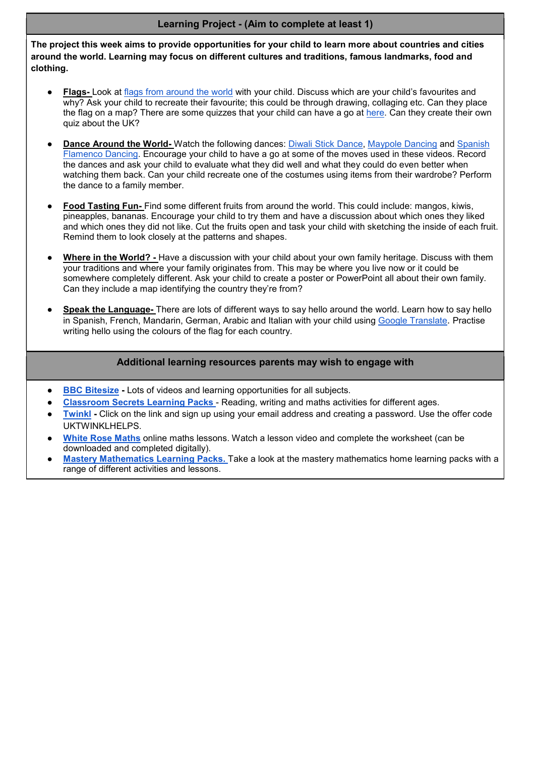## Learning Project - (Aim to complete at least 1)

**The project this week aims to provide opportunities for your child to learn more about countries and cities around the world. Learning may focus on different cultures and traditions, famous landmarks, food and clothing.**

- **Flags-** Look at flags from around the world with your child. Discuss which are your child's favourites and why? Ask your child to recreate their favourite; this could be through drawing, collaging etc. Can they place the flag on a map? There are some quizzes that your child can have a go at here. Can they create their own quiz about the UK?

- **Dance Around the World-** Watch the following dances: Diwali Stick Dance, Maypole Dancing and Spanish Flamenco Dancing. Encourage your child to have a go at some of the moves used in these videos. Record the dances and ask your child to evaluate what they did well and what they could do even better when watching them back. Can your child recreate one of the costumes using items from their wardrobe? Perform the dance to a family member.

- **Food Tasting Fun-** Find some different fruits from around the world. This could include: mangos, kiwis, pineapples, bananas. Encourage your child to try them and have a discussion about which ones they liked and which ones they did not like. Cut the fruits open and task your child with sketching the inside of each fruit. Remind them to look closely at the patterns and shapes.

- **Where in the World? -** Have a discussion with your child about your own family heritage. Discuss with them your traditions and where your family originates from. This may be where you live now or it could be somewhere completely different. Ask your child to create a poster or PowerPoint all about their own family. Can they include a map identifying the country they're from?

- **Speak the Language-** There are lots of different ways to say hello around the world. Learn how to say hello in Spanish, French, Mandarin, German, Arabic and Italian with your child using Google Translate. Practise writing hello using the colours of the flag for each country.

## Additional learning resources parents may wish to engage with

- **BBC Bitesize** - Lots of videos and learning opportunities for all subjects.
- **Classroom Secrets Learning Packs** - Reading, writing and maths activities for different ages.
- **Twinkl** - Click on the link and sign up using your email address and creating a password. Use the offer code UKTWINKLHELPS.
- **White Rose Maths** online maths lessons. Watch a lesson video and complete the worksheet (can be downloaded and completed digitally).
- **Mastery Mathematics Learning Packs.** Take a look at the mastery mathematics home learning packs with a range of different activities and lessons.